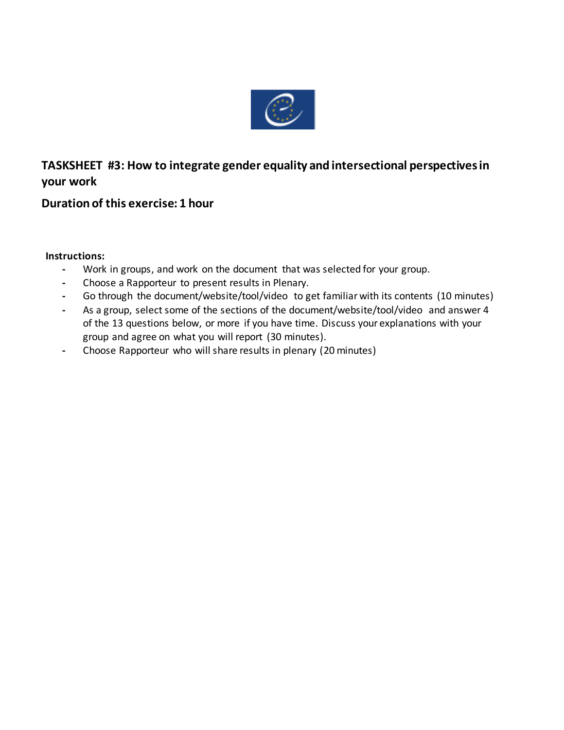## TASKSHEET #3: How to integrate gender equality and intersectional perspectives in your work

## Duration of this exercise: 1 hour

**Instructions:**

- Work in groups, and work on the document that was selected for your group.
- Choose a Rapporteur to present results in Plenary.
- Go through the document/website/tool/video to get familiar with its contents (10 minutes)
- As a group, select some of the sections of the document/website/tool/video and answer 4 of the 13 questions below, or more if you have time. Discuss your explanations with your group and agree on what you will report (30 minutes).
- Choose Rapporteur who will share results in plenary (20 minutes)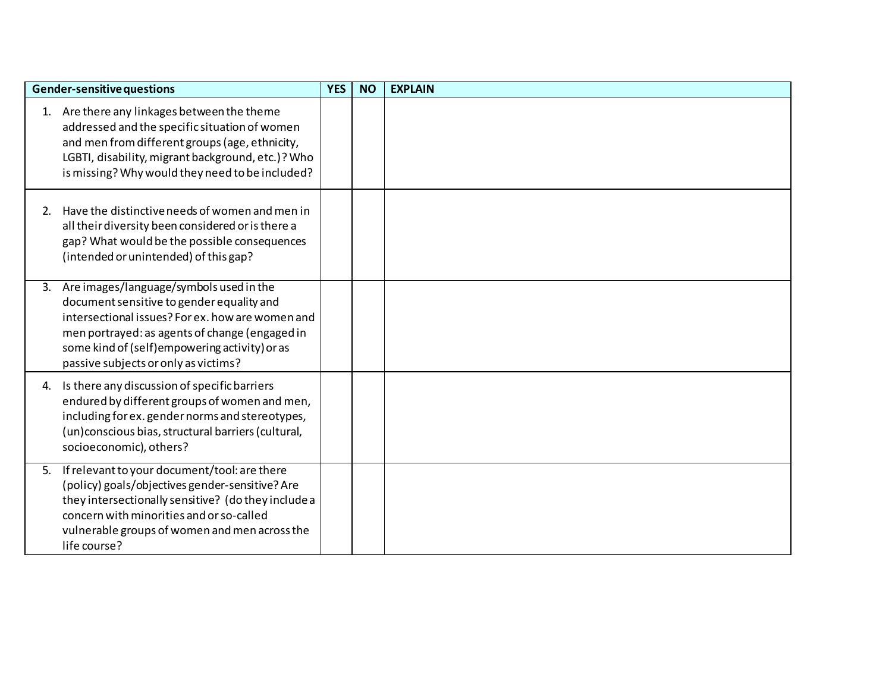| Gender-sensitive questions | YES | NO | EXPLAIN |
| --- | --- | --- | --- |
| 1. Are there any linkages between the theme addressed and the specific situation of women and men from different groups (age, ethnicity, LGBTI, disability, migrant background, etc.)? Who is missing? Why would they need to be included? | | | |
| 2. Have the distinctive needs of women and men in all their diversity been considered or is there a gap? What would be the possible consequences (intended or unintended) of this gap? | | | |
| 3. Are images/language/symbols used in the document sensitive to gender equality and intersectional issues? For ex. how are women and men portrayed: as agents of change (engaged in some kind of (self)empowering activity) or as passive subjects or only as victims? | | | |
| 4. Is there any discussion of specific barriers endured by different groups of women and men, including for ex. gender norms and stereotypes, (un)conscious bias, structural barriers (cultural, socioeconomic), others? | | | |
| 5. If relevant to your document/tool: are there (policy) goals/objectives gender-sensitive? Are they intersectionally sensitive? (do they include a concern with minorities and or so-called vulnerable groups of women and men across the life course? | | | |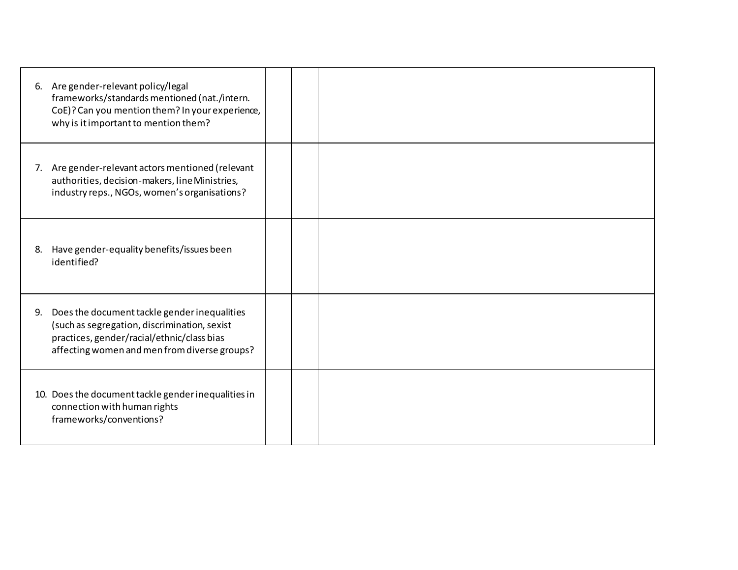| | | | |
|---|---|---|---|
| 6. Are gender-relevant policy/legal frameworks/standards mentioned (nat./intern. CoE)? Can you mention them? In your experience, why is it important to mention them? | | | |
| 7. Are gender-relevant actors mentioned (relevant authorities, decision-makers, line Ministries, industry reps., NGOs, women's organisations? | | | |
| 8. Have gender-equality benefits/issues been identified? | | | |
| 9. Does the document tackle gender inequalities (such as segregation, discrimination, sexist practices, gender/racial/ethnic/class bias affecting women and men from diverse groups? | | | |
| 10. Does the document tackle gender inequalities in connection with human rights frameworks/conventions? | | | |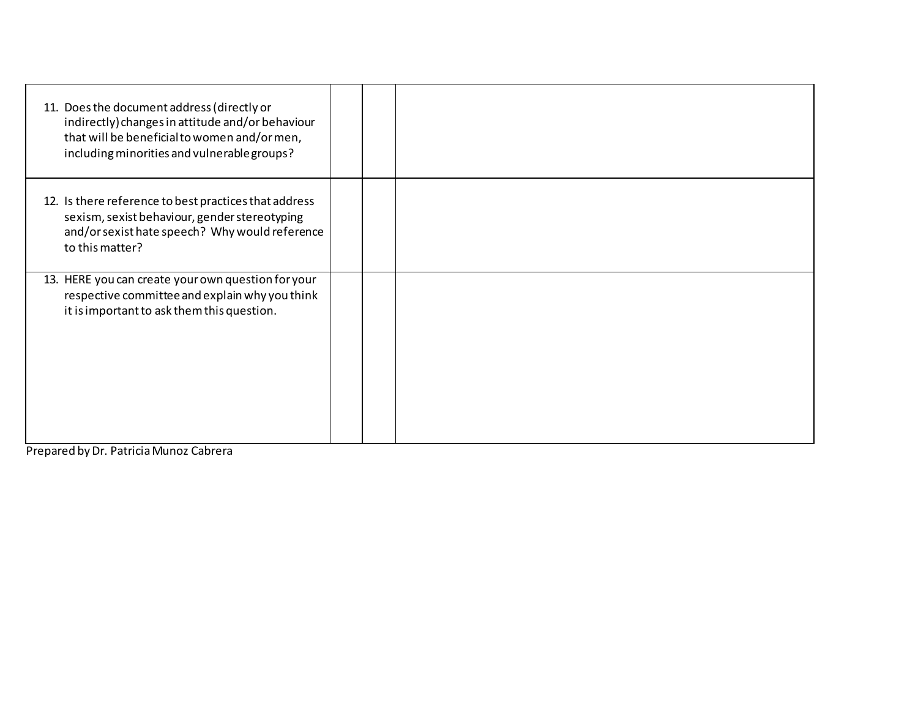| | | | |
|---|---|---|---|
| 11. Does the document address (directly or indirectly) changes in attitude and/or behaviour that will be beneficial to women and/or men, including minorities and vulnerable groups? | | | |
| 12. Is there reference to best practices that address sexism, sexist behaviour, gender stereotyping and/or sexist hate speech? Why would reference to this matter? | | | |
| 13. HERE you can create your own question for your respective committee and explain why you think it is important to ask them this question. | | | |

Prepared by Dr. Patricia Munoz Cabrera